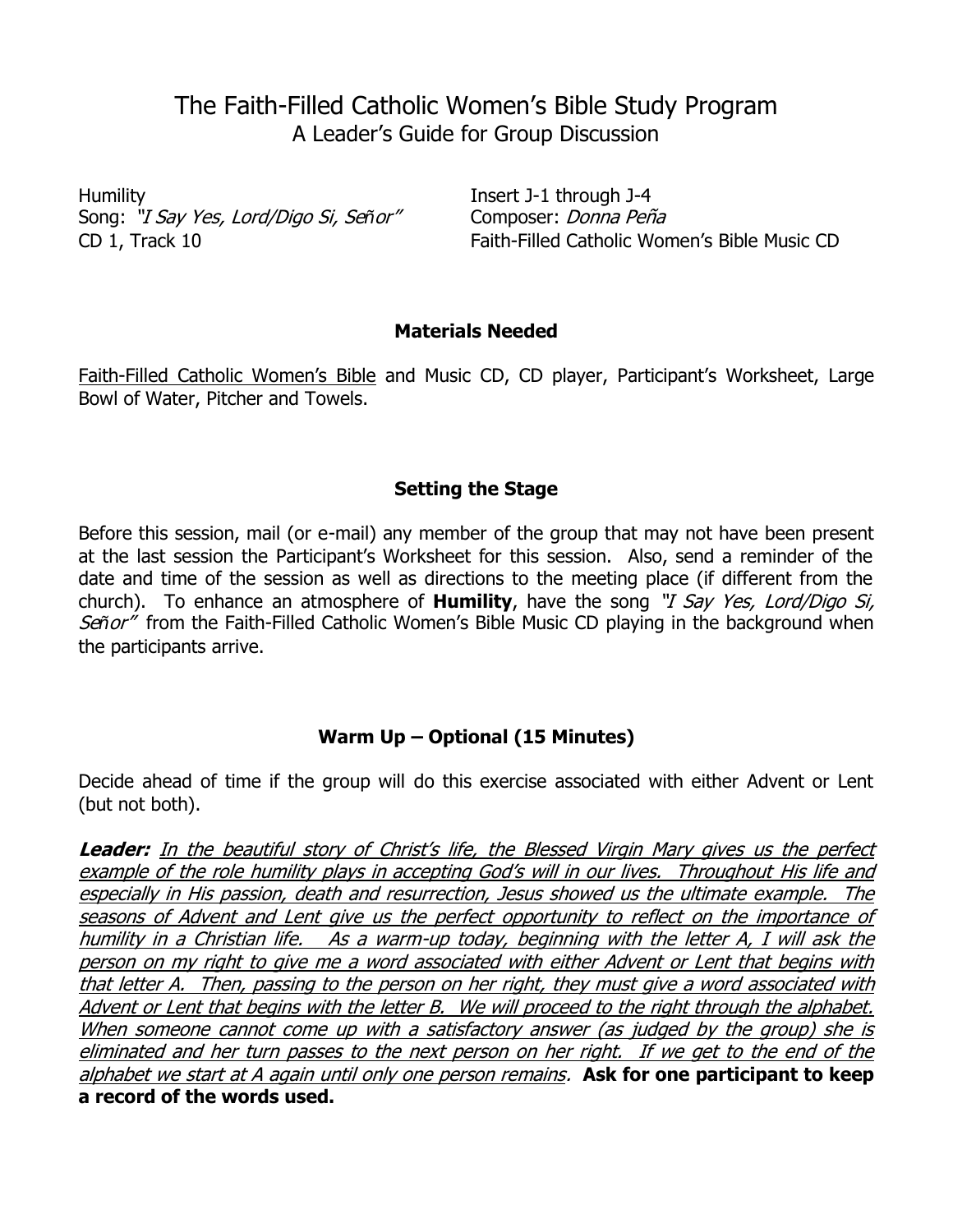# The Faith-Filled Catholic Women's Bible Study Program
## A Leader's Guide for Group Discussion

Humility
Song: *"I Say Yes, Lord/Digo Si, Señor"*
CD 1, Track 10

Insert J-1 through J-4
Composer: *Donna Peña*
Faith-Filled Catholic Women's Bible Music CD

### Materials Needed

Faith-Filled Catholic Women's Bible and Music CD, CD player, Participant's Worksheet, Large Bowl of Water, Pitcher and Towels.

### Setting the Stage

Before this session, mail (or e-mail) any member of the group that may not have been present at the last session the Participant's Worksheet for this session. Also, send a reminder of the date and time of the session as well as directions to the meeting place (if different from the church). To enhance an atmosphere of **Humility**, have the song *"I Say Yes, Lord/Digo Si, Señor"* from the Faith-Filled Catholic Women's Bible Music CD playing in the background when the participants arrive.

### Warm Up – Optional (15 Minutes)

Decide ahead of time if the group will do this exercise associated with either Advent or Lent (but not both).

***Leader:*** *In the beautiful story of Christ's life, the Blessed Virgin Mary gives us the perfect example of the role humility plays in accepting God's will in our lives. Throughout His life and especially in His passion, death and resurrection, Jesus showed us the ultimate example. The seasons of Advent and Lent give us the perfect opportunity to reflect on the importance of humility in a Christian life. As a warm-up today, beginning with the letter A, I will ask the person on my right to give me a word associated with either Advent or Lent that begins with that letter A. Then, passing to the person on her right, they must give a word associated with Advent or Lent that begins with the letter B. We will proceed to the right through the alphabet. When someone cannot come up with a satisfactory answer (as judged by the group) she is eliminated and her turn passes to the next person on her right. If we get to the end of the alphabet we start at A again until only one person remains.* **Ask for one participant to keep a record of the words used.**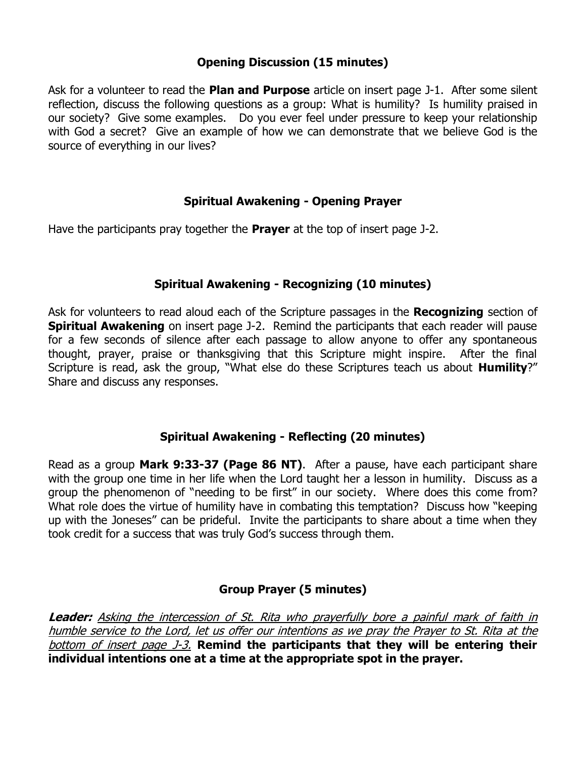### Opening Discussion (15 minutes)

Ask for a volunteer to read the **Plan and Purpose** article on insert page J-1. After some silent reflection, discuss the following questions as a group: What is humility? Is humility praised in our society? Give some examples. Do you ever feel under pressure to keep your relationship with God a secret? Give an example of how we can demonstrate that we believe God is the source of everything in our lives?

### Spiritual Awakening - Opening Prayer

Have the participants pray together the **Prayer** at the top of insert page J-2.

### Spiritual Awakening - Recognizing (10 minutes)

Ask for volunteers to read aloud each of the Scripture passages in the **Recognizing** section of **Spiritual Awakening** on insert page J-2. Remind the participants that each reader will pause for a few seconds of silence after each passage to allow anyone to offer any spontaneous thought, prayer, praise or thanksgiving that this Scripture might inspire. After the final Scripture is read, ask the group, "What else do these Scriptures teach us about **Humility**?" Share and discuss any responses.

### Spiritual Awakening - Reflecting (20 minutes)

Read as a group **Mark 9:33-37 (Page 86 NT)**. After a pause, have each participant share with the group one time in her life when the Lord taught her a lesson in humility. Discuss as a group the phenomenon of "needing to be first" in our society. Where does this come from? What role does the virtue of humility have in combating this temptation? Discuss how "keeping up with the Joneses" can be prideful. Invite the participants to share about a time when they took credit for a success that was truly God's success through them.

### Group Prayer (5 minutes)

***Leader:*** *<u>Asking the intercession of St. Rita who prayerfully bore a painful mark of faith in humble service to the Lord, let us offer our intentions as we pray the Prayer to St. Rita at the bottom of insert page J-3.</u>* **Remind the participants that they will be entering their individual intentions one at a time at the appropriate spot in the prayer.**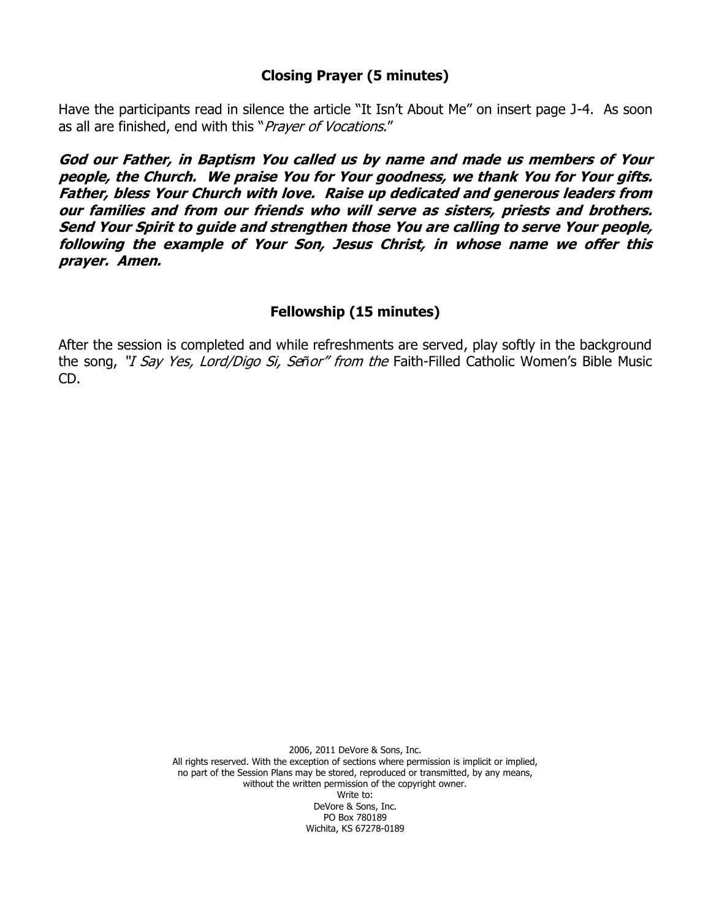## Closing Prayer (5 minutes)

Have the participants read in silence the article "It Isn't About Me" on insert page J-4. As soon as all are finished, end with this "*Prayer of Vocations*."

***God our Father, in Baptism You called us by name and made us members of Your people, the Church. We praise You for Your goodness, we thank You for Your gifts. Father, bless Your Church with love. Raise up dedicated and generous leaders from our families and from our friends who will serve as sisters, priests and brothers. Send Your Spirit to guide and strengthen those You are calling to serve Your people, following the example of Your Son, Jesus Christ, in whose name we offer this prayer. Amen.***

## Fellowship (15 minutes)

After the session is completed and while refreshments are served, play softly in the background the song, *"I Say Yes, Lord/Digo Si, Señor" from the* Faith-Filled Catholic Women's Bible Music CD.

2006, 2011 DeVore & Sons, Inc.
All rights reserved. With the exception of sections where permission is implicit or implied, no part of the Session Plans may be stored, reproduced or transmitted, by any means, without the written permission of the copyright owner.
Write to:
DeVore & Sons, Inc.
PO Box 780189
Wichita, KS 67278-0189